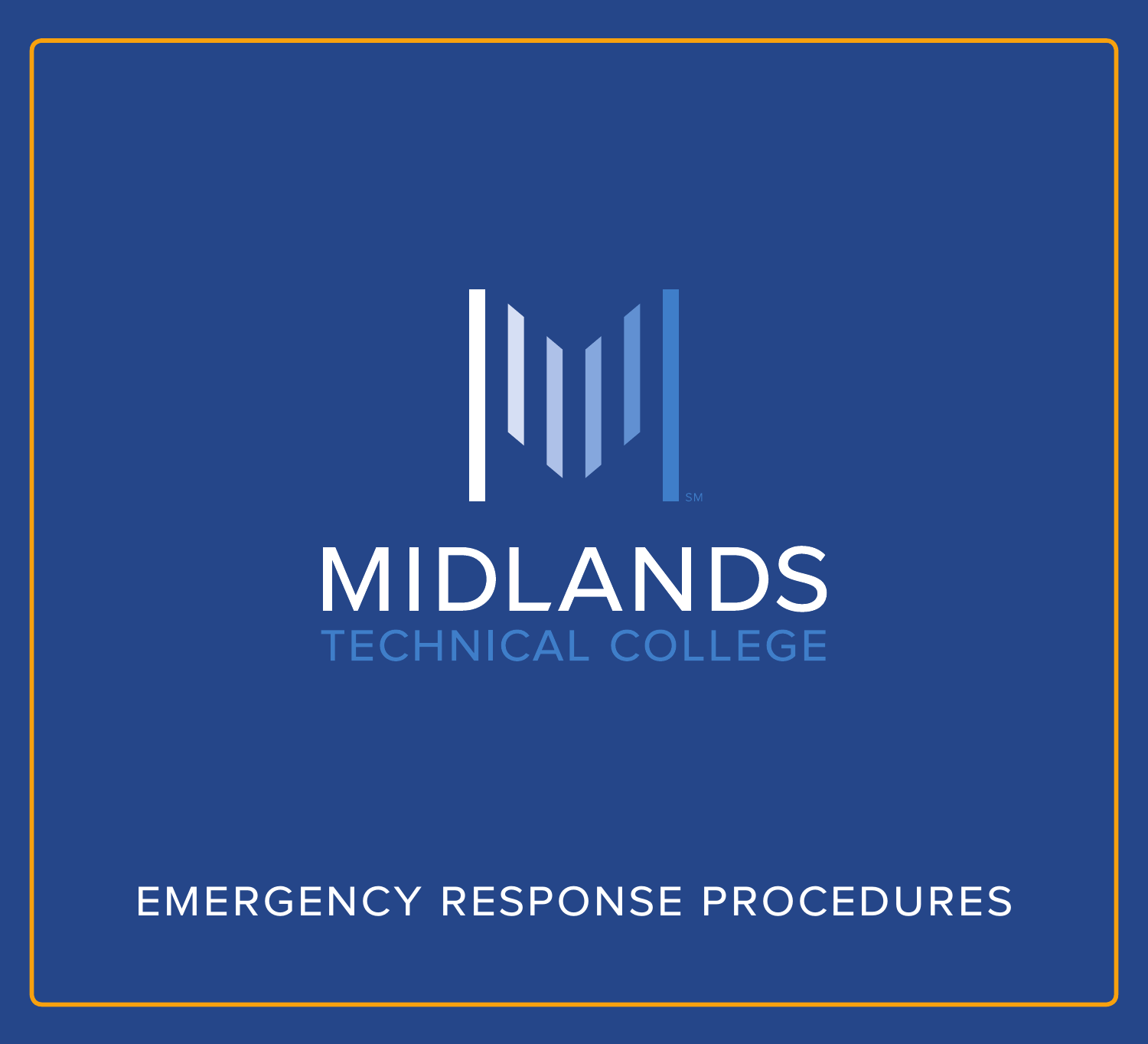# MIDLANDS

## TECHNICAL COLLEGE

EMERGENCY RESPONSE PROCEDURES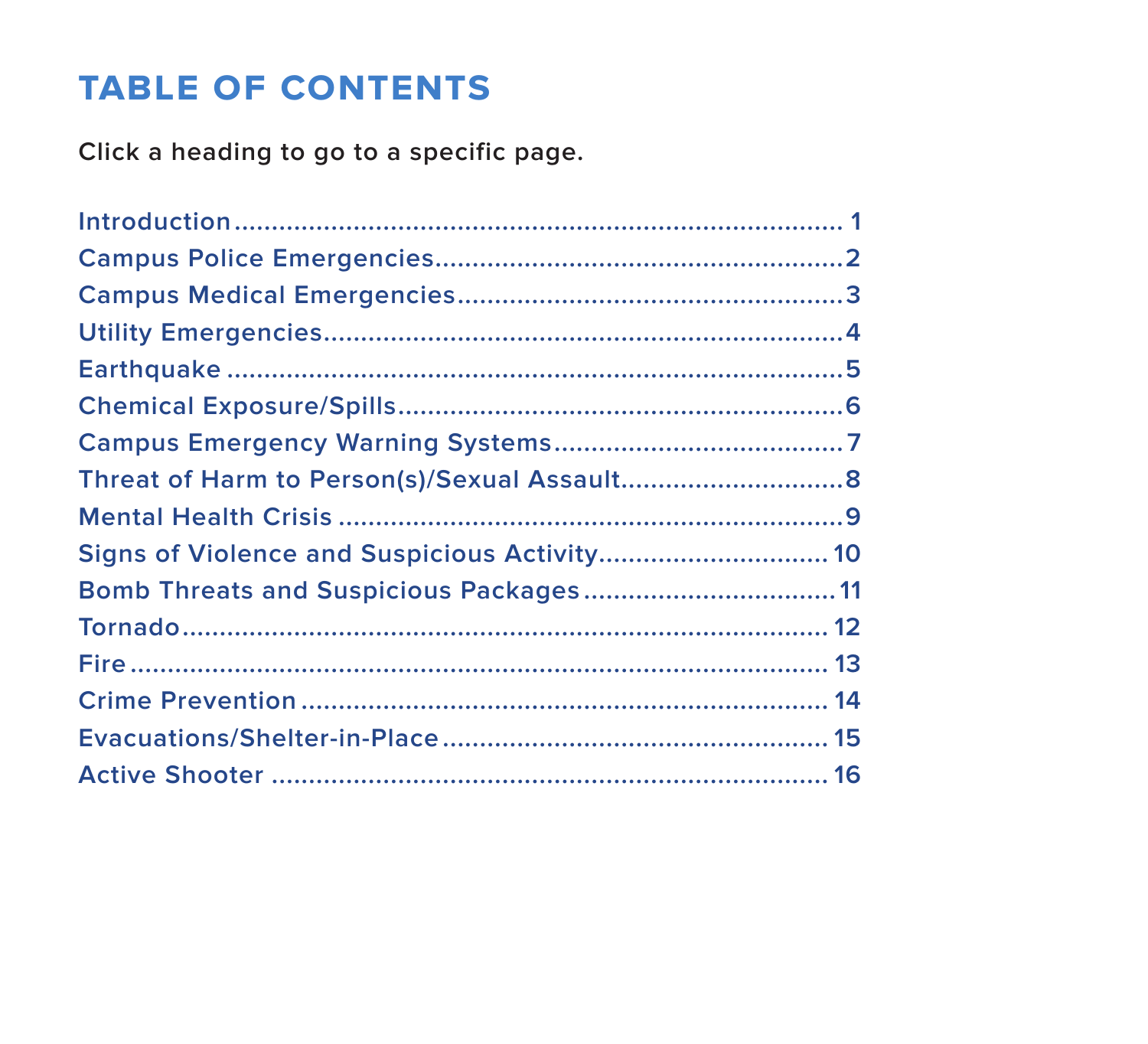# TABLE OF CONTENTS

Click a heading to go to a specific page.

| | |
|---|---|
| Introduction | 1 |
| Campus Police Emergencies | 2 |
| Campus Medical Emergencies | 3 |
| Utility Emergencies | 4 |
| Earthquake | 5 |
| Chemical Exposure/Spills | 6 |
| Campus Emergency Warning Systems | 7 |
| Threat of Harm to Person(s)/Sexual Assault | 8 |
| Mental Health Crisis | 9 |
| Signs of Violence and Suspicious Activity | 10 |
| Bomb Threats and Suspicious Packages | 11 |
| Tornado | 12 |
| Fire | 13 |
| Crime Prevention | 14 |
| Evacuations/Shelter-in-Place | 15 |
| Active Shooter | 16 |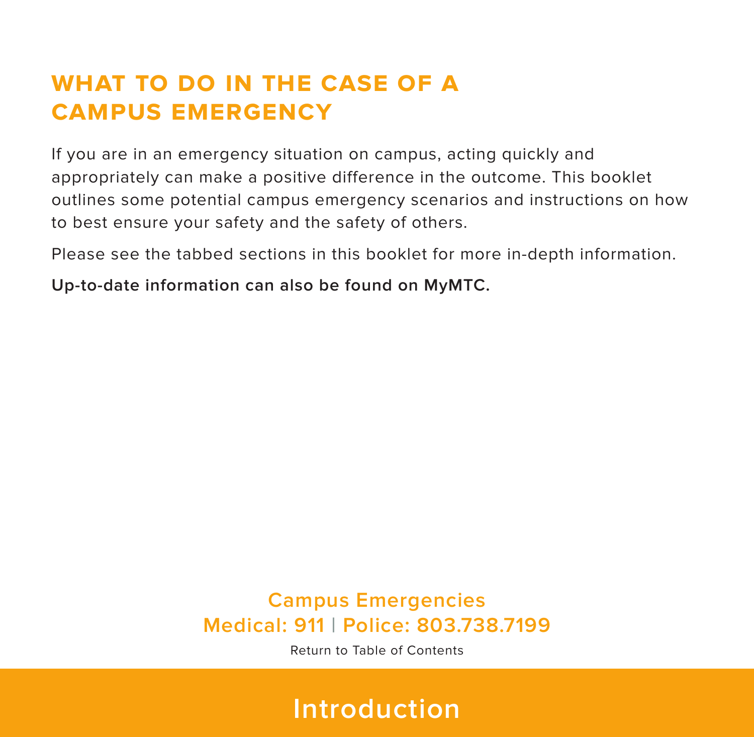# WHAT TO DO IN THE CASE OF A CAMPUS EMERGENCY

If you are in an emergency situation on campus, acting quickly and appropriately can make a positive difference in the outcome. This booklet outlines some potential campus emergency scenarios and instructions on how to best ensure your safety and the safety of others.

Please see the tabbed sections in this booklet for more in-depth information.

**Up-to-date information can also be found on MyMTC.**

Campus Emergencies
Medical: 911 | Police: 803.738.7199

Return to Table of Contents

Introduction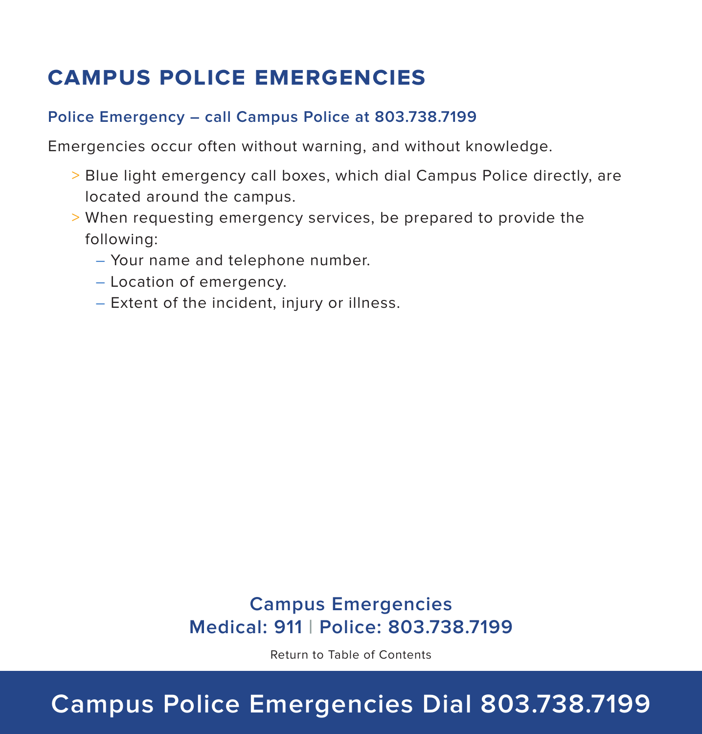# CAMPUS POLICE EMERGENCIES

### Police Emergency – call Campus Police at 803.738.7199

Emergencies occur often without warning, and without knowledge.

- Blue light emergency call boxes, which dial Campus Police directly, are located around the campus.
- When requesting emergency services, be prepared to provide the following:
  - Your name and telephone number.
  - Location of emergency.
  - Extent of the incident, injury or illness.

**Campus Emergencies**
**Medical: 911 | Police: 803.738.7199**

Return to Table of Contents

**Campus Police Emergencies Dial 803.738.7199**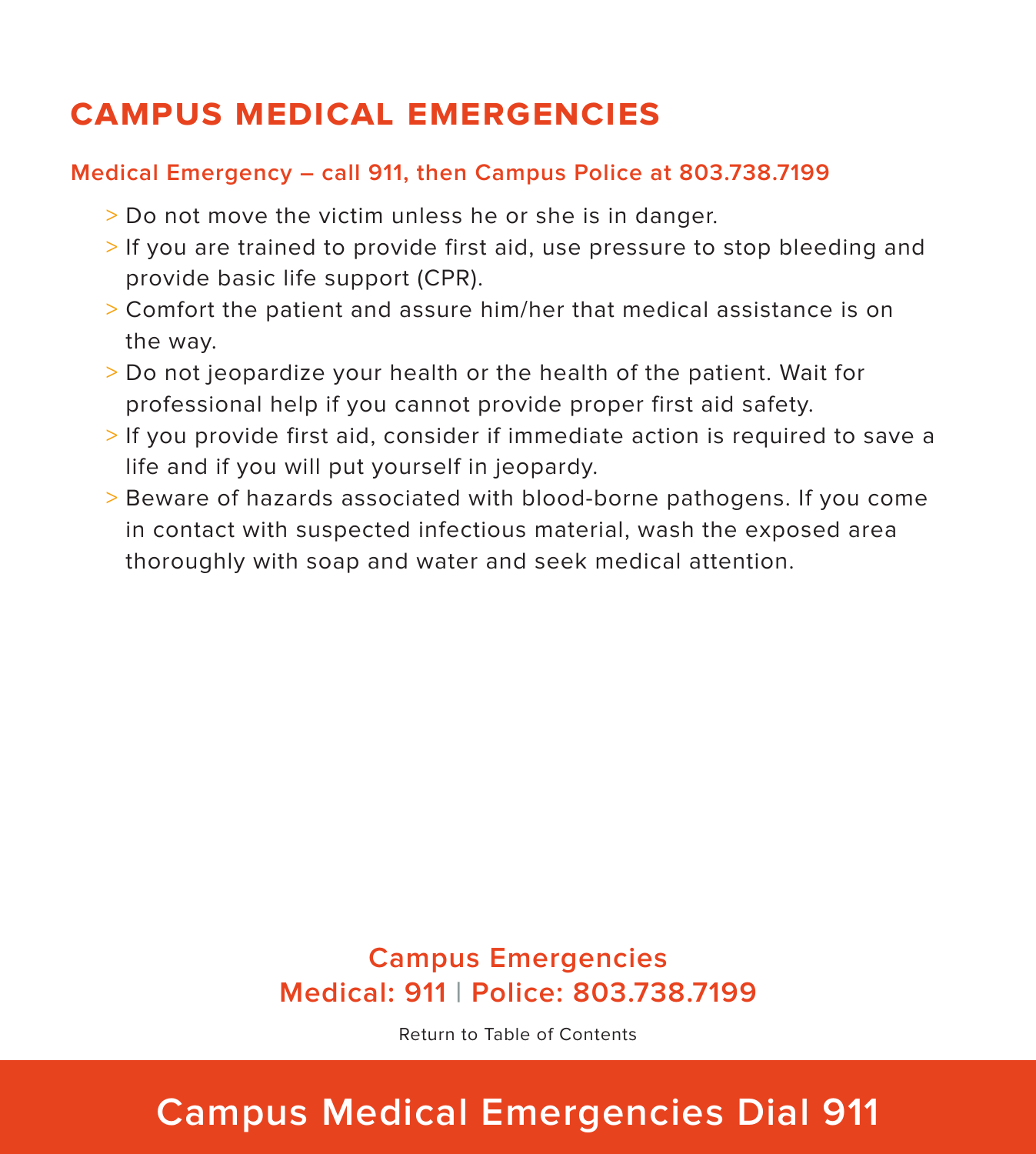# CAMPUS MEDICAL EMERGENCIES

## Medical Emergency – call 911, then Campus Police at 803.738.7199

- Do not move the victim unless he or she is in danger.
- If you are trained to provide first aid, use pressure to stop bleeding and provide basic life support (CPR).
- Comfort the patient and assure him/her that medical assistance is on the way.
- Do not jeopardize your health or the health of the patient. Wait for professional help if you cannot provide proper first aid safety.
- If you provide first aid, consider if immediate action is required to save a life and if you will put yourself in jeopardy.
- Beware of hazards associated with blood-borne pathogens. If you come in contact with suspected infectious material, wash the exposed area thoroughly with soap and water and seek medical attention.

**Campus Emergencies**
**Medical: 911 | Police: 803.738.7199**

Return to Table of Contents

**Campus Medical Emergencies Dial 911**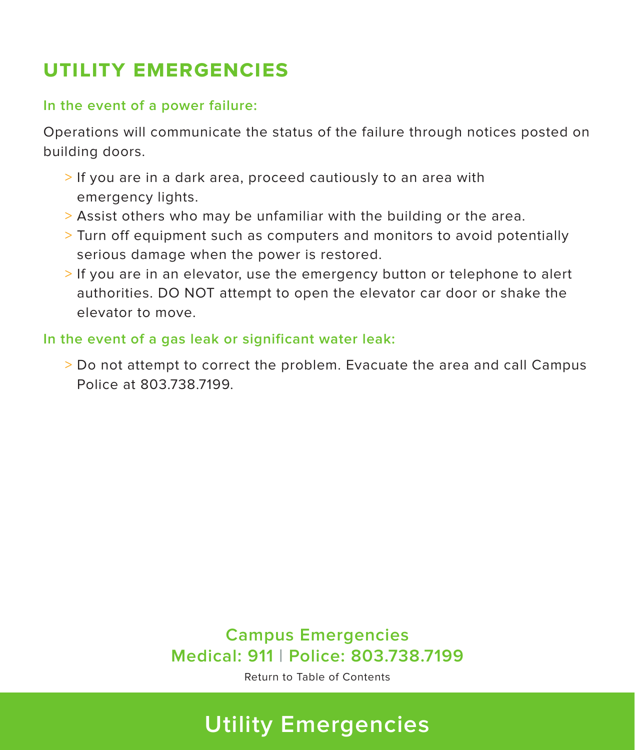# UTILITY EMERGENCIES

### In the event of a power failure:

Operations will communicate the status of the failure through notices posted on building doors.

- If you are in a dark area, proceed cautiously to an area with emergency lights.
- Assist others who may be unfamiliar with the building or the area.
- Turn off equipment such as computers and monitors to avoid potentially serious damage when the power is restored.
- If you are in an elevator, use the emergency button or telephone to alert authorities. DO NOT attempt to open the elevator car door or shake the elevator to move.

### In the event of a gas leak or significant water leak:

- Do not attempt to correct the problem. Evacuate the area and call Campus Police at 803.738.7199.

**Campus Emergencies**
**Medical: 911 | Police: 803.738.7199**

Return to Table of Contents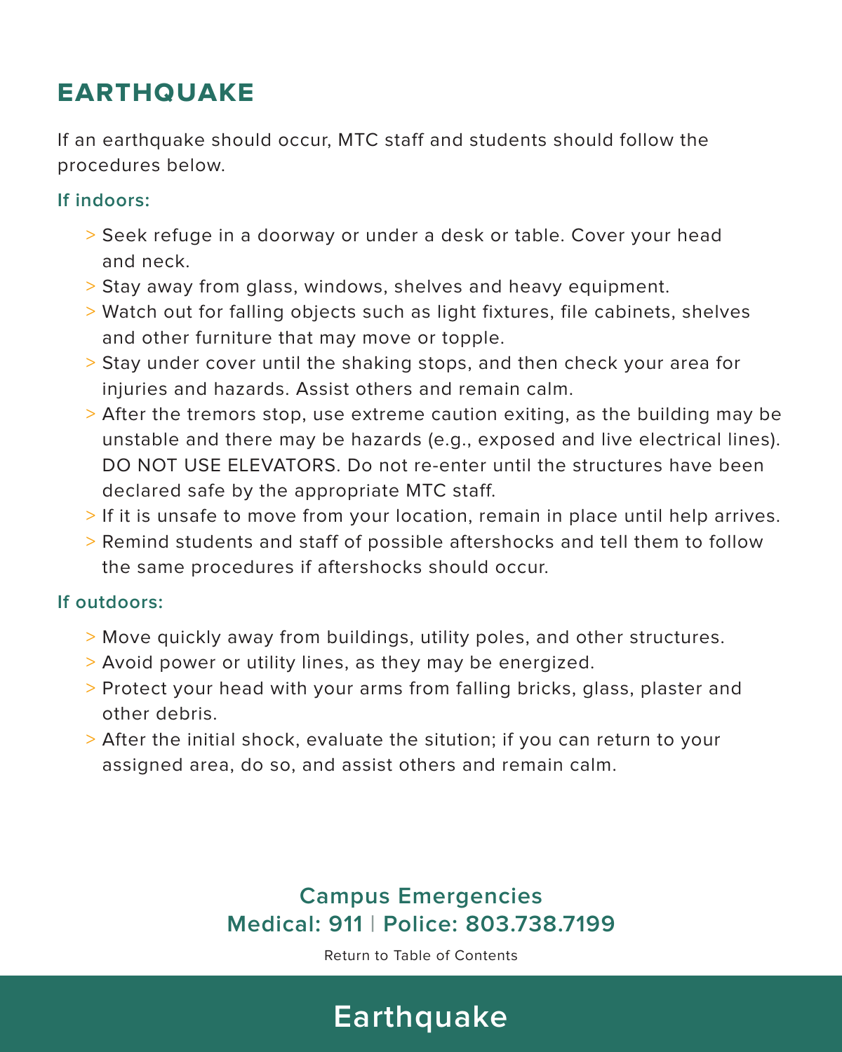# EARTHQUAKE

If an earthquake should occur, MTC staff and students should follow the procedures below.

### If indoors:

- Seek refuge in a doorway or under a desk or table. Cover your head and neck.
- Stay away from glass, windows, shelves and heavy equipment.
- Watch out for falling objects such as light fixtures, file cabinets, shelves and other furniture that may move or topple.
- Stay under cover until the shaking stops, and then check your area for injuries and hazards. Assist others and remain calm.
- After the tremors stop, use extreme caution exiting, as the building may be unstable and there may be hazards (e.g., exposed and live electrical lines). DO NOT USE ELEVATORS. Do not re-enter until the structures have been declared safe by the appropriate MTC staff.
- If it is unsafe to move from your location, remain in place until help arrives.
- Remind students and staff of possible aftershocks and tell them to follow the same procedures if aftershocks should occur.

### If outdoors:

- Move quickly away from buildings, utility poles, and other structures.
- Avoid power or utility lines, as they may be energized.
- Protect your head with your arms from falling bricks, glass, plaster and other debris.
- After the initial shock, evaluate the sitution; if you can return to your assigned area, do so, and assist others and remain calm.

**Campus Emergencies**
**Medical: 911 | Police: 803.738.7199**

Return to Table of Contents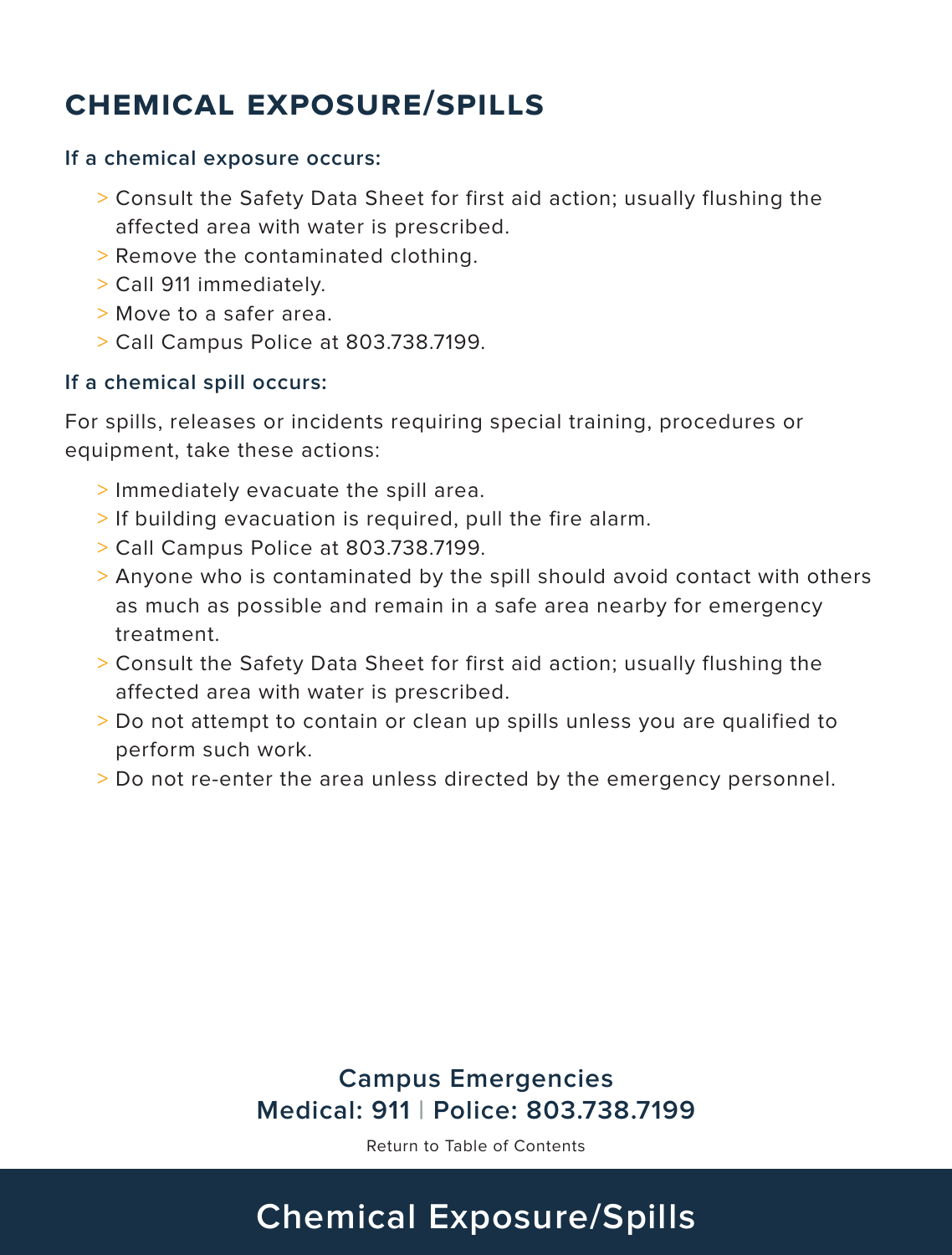# CHEMICAL EXPOSURE/SPILLS

**If a chemical exposure occurs:**

- Consult the Safety Data Sheet for first aid action; usually flushing the affected area with water is prescribed.
- Remove the contaminated clothing.
- Call 911 immediately.
- Move to a safer area.
- Call Campus Police at 803.738.7199.

**If a chemical spill occurs:**

For spills, releases or incidents requiring special training, procedures or equipment, take these actions:

- Immediately evacuate the spill area.
- If building evacuation is required, pull the fire alarm.
- Call Campus Police at 803.738.7199.
- Anyone who is contaminated by the spill should avoid contact with others as much as possible and remain in a safe area nearby for emergency treatment.
- Consult the Safety Data Sheet for first aid action; usually flushing the affected area with water is prescribed.
- Do not attempt to contain or clean up spills unless you are qualified to perform such work.
- Do not re-enter the area unless directed by the emergency personnel.

**Campus Emergencies**
**Medical: 911 | Police: 803.738.7199**

Return to Table of Contents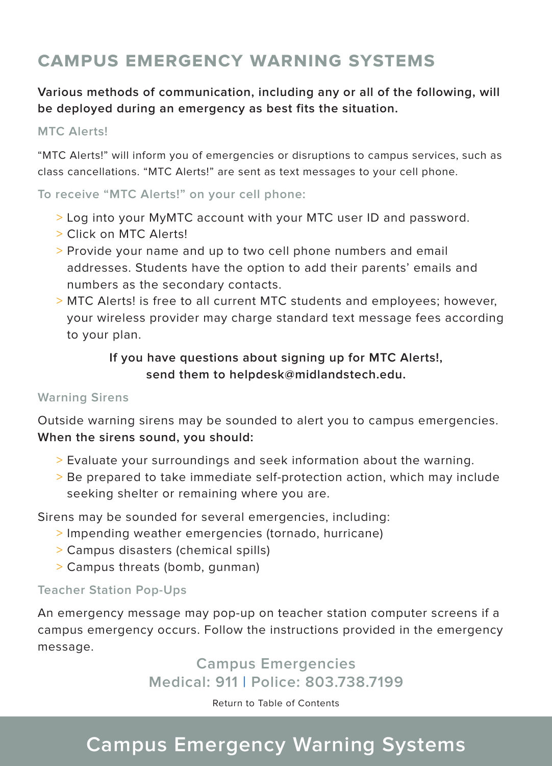# CAMPUS EMERGENCY WARNING SYSTEMS

**Various methods of communication, including any or all of the following, will be deployed during an emergency as best fits the situation.**

### MTC Alerts!

"MTC Alerts!" will inform you of emergencies or disruptions to campus services, such as class cancellations. "MTC Alerts!" are sent as text messages to your cell phone.

#### To receive "MTC Alerts!" on your cell phone:

- Log into your MyMTC account with your MTC user ID and password.
- Click on MTC Alerts!
- Provide your name and up to two cell phone numbers and email addresses. Students have the option to add their parents' emails and numbers as the secondary contacts.
- MTC Alerts! is free to all current MTC students and employees; however, your wireless provider may charge standard text message fees according to your plan.

**If you have questions about signing up for MTC Alerts!, send them to helpdesk@midlandstech.edu.**

### Warning Sirens

Outside warning sirens may be sounded to alert you to campus emergencies. **When the sirens sound, you should:**

- Evaluate your surroundings and seek information about the warning.
- Be prepared to take immediate self-protection action, which may include seeking shelter or remaining where you are.

Sirens may be sounded for several emergencies, including:

- Impending weather emergencies (tornado, hurricane)
- Campus disasters (chemical spills)
- Campus threats (bomb, gunman)

### Teacher Station Pop-Ups

An emergency message may pop-up on teacher station computer screens if a campus emergency occurs. Follow the instructions provided in the emergency message.

**Campus Emergencies**
**Medical: 911 | Police: 803.738.7199**

Return to Table of Contents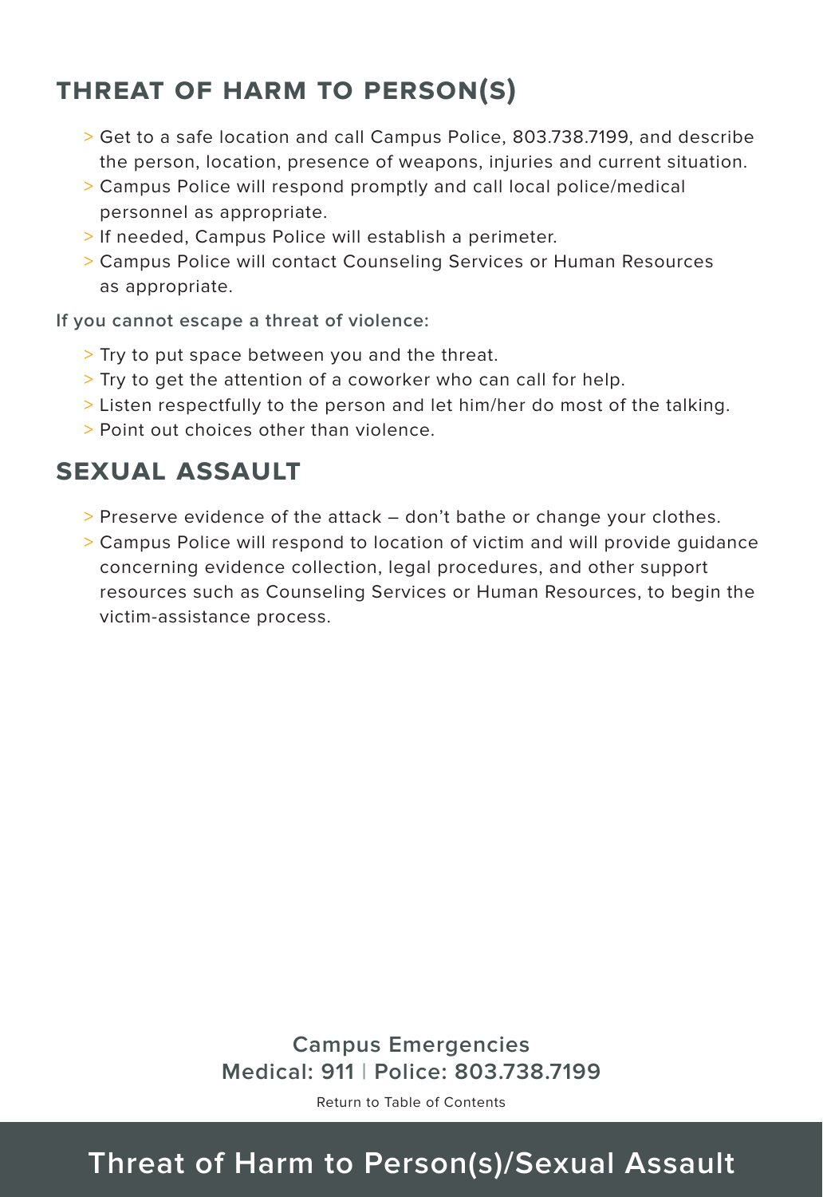## THREAT OF HARM TO PERSON(S)

- Get to a safe location and call Campus Police, 803.738.7199, and describe the person, location, presence of weapons, injuries and current situation.
- Campus Police will respond promptly and call local police/medical personnel as appropriate.
- If needed, Campus Police will establish a perimeter.
- Campus Police will contact Counseling Services or Human Resources as appropriate.

**If you cannot escape a threat of violence:**

- Try to put space between you and the threat.
- Try to get the attention of a coworker who can call for help.
- Listen respectfully to the person and let him/her do most of the talking.
- Point out choices other than violence.

## SEXUAL ASSAULT

- Preserve evidence of the attack – don't bathe or change your clothes.
- Campus Police will respond to location of victim and will provide guidance concerning evidence collection, legal procedures, and other support resources such as Counseling Services or Human Resources, to begin the victim-assistance process.

**Campus Emergencies**
**Medical: 911 | Police: 803.738.7199**

Return to Table of Contents

# Threat of Harm to Person(s)/Sexual Assault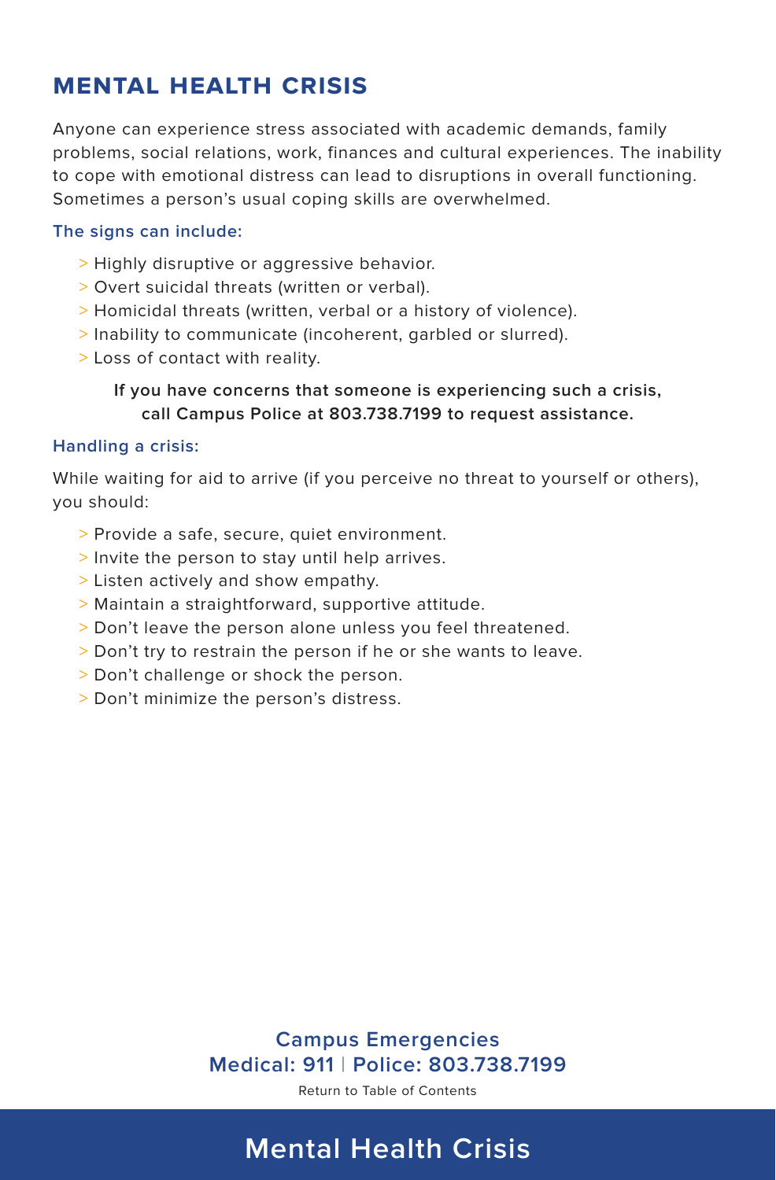# MENTAL HEALTH CRISIS

Anyone can experience stress associated with academic demands, family problems, social relations, work, finances and cultural experiences. The inability to cope with emotional distress can lead to disruptions in overall functioning. Sometimes a person's usual coping skills are overwhelmed.

### The signs can include:

- Highly disruptive or aggressive behavior.
- Overt suicidal threats (written or verbal).
- Homicidal threats (written, verbal or a history of violence).
- Inability to communicate (incoherent, garbled or slurred).
- Loss of contact with reality.

**If you have concerns that someone is experiencing such a crisis, call Campus Police at 803.738.7199 to request assistance.**

### Handling a crisis:

While waiting for aid to arrive (if you perceive no threat to yourself or others), you should:

- Provide a safe, secure, quiet environment.
- Invite the person to stay until help arrives.
- Listen actively and show empathy.
- Maintain a straightforward, supportive attitude.
- Don't leave the person alone unless you feel threatened.
- Don't try to restrain the person if he or she wants to leave.
- Don't challenge or shock the person.
- Don't minimize the person's distress.

**Campus Emergencies**
**Medical: 911 | Police: 803.738.7199**

Return to Table of Contents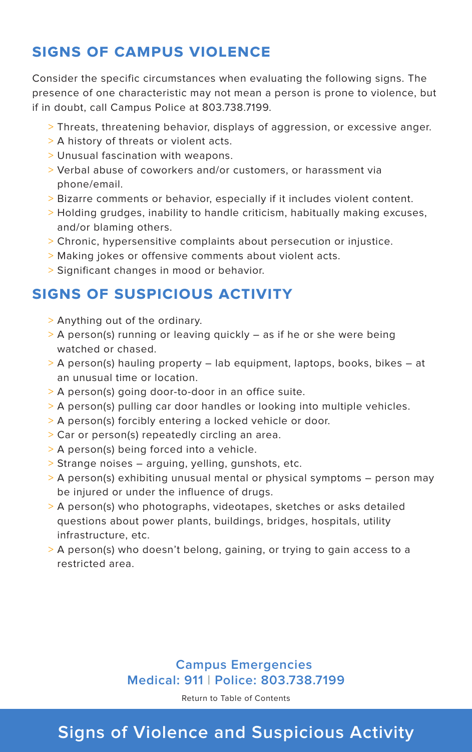## SIGNS OF CAMPUS VIOLENCE

Consider the specific circumstances when evaluating the following signs. The presence of one characteristic may not mean a person is prone to violence, but if in doubt, call Campus Police at 803.738.7199.

- Threats, threatening behavior, displays of aggression, or excessive anger.
- A history of threats or violent acts.
- Unusual fascination with weapons.
- Verbal abuse of coworkers and/or customers, or harassment via phone/email.
- Bizarre comments or behavior, especially if it includes violent content.
- Holding grudges, inability to handle criticism, habitually making excuses, and/or blaming others.
- Chronic, hypersensitive complaints about persecution or injustice.
- Making jokes or offensive comments about violent acts.
- Significant changes in mood or behavior.

## SIGNS OF SUSPICIOUS ACTIVITY

- Anything out of the ordinary.
- A person(s) running or leaving quickly – as if he or she were being watched or chased.
- A person(s) hauling property – lab equipment, laptops, books, bikes – at an unusual time or location.
- A person(s) going door-to-door in an office suite.
- A person(s) pulling car door handles or looking into multiple vehicles.
- A person(s) forcibly entering a locked vehicle or door.
- Car or person(s) repeatedly circling an area.
- A person(s) being forced into a vehicle.
- Strange noises – arguing, yelling, gunshots, etc.
- A person(s) exhibiting unusual mental or physical symptoms – person may be injured or under the influence of drugs.
- A person(s) who photographs, videotapes, sketches or asks detailed questions about power plants, buildings, bridges, hospitals, utility infrastructure, etc.
- A person(s) who doesn't belong, gaining, or trying to gain access to a restricted area.

**Campus Emergencies**
**Medical: 911 | Police: 803.738.7199**

Return to Table of Contents

# Signs of Violence and Suspicious Activity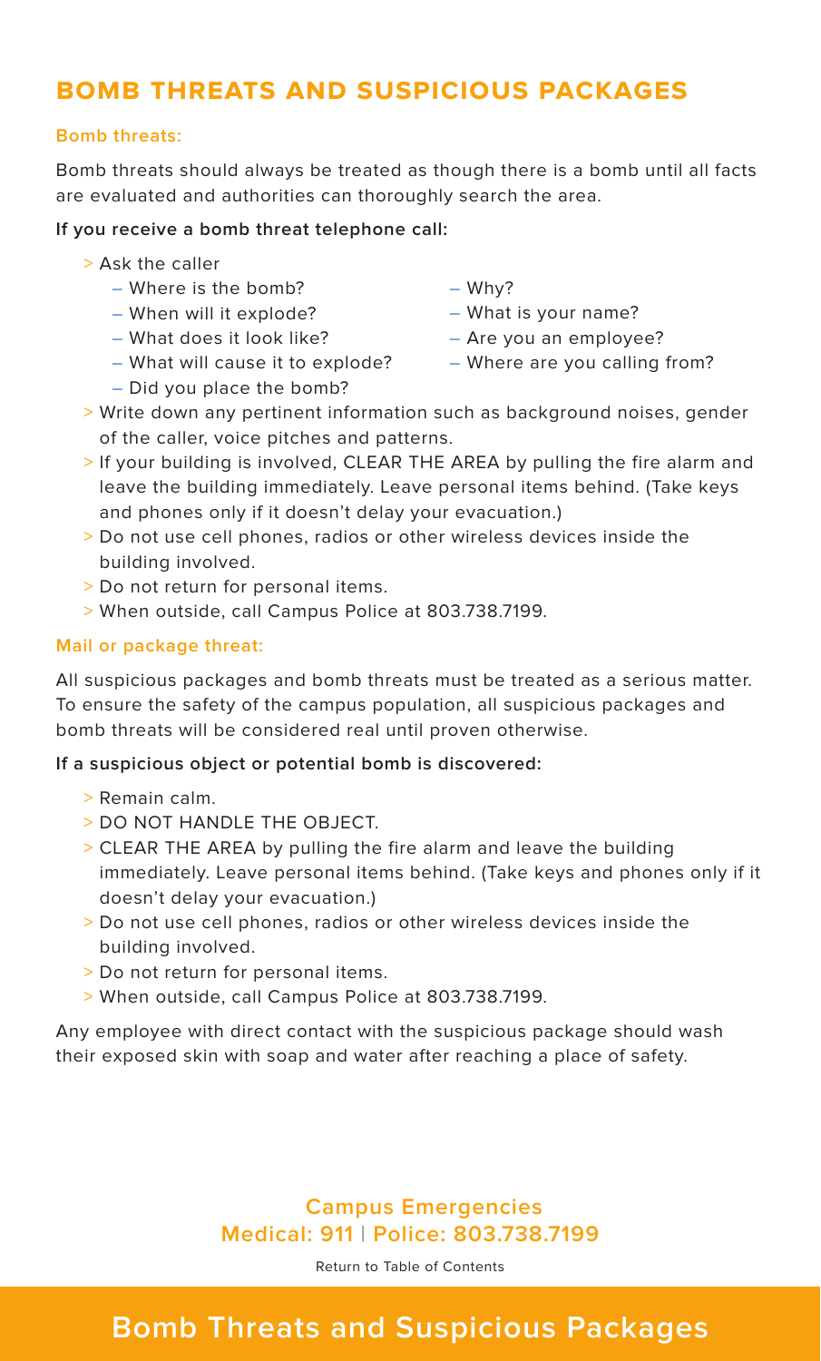# BOMB THREATS AND SUSPICIOUS PACKAGES

### Bomb threats:

Bomb threats should always be treated as though there is a bomb until all facts are evaluated and authorities can thoroughly search the area.

**If you receive a bomb threat telephone call:**

- Ask the caller
  - Where is the bomb?
  - When will it explode?
  - What does it look like?
  - What will cause it to explode?
  - Did you place the bomb?
  - Why?
  - What is your name?
  - Are you an employee?
  - Where are you calling from?
- Write down any pertinent information such as background noises, gender of the caller, voice pitches and patterns.
- If your building is involved, CLEAR THE AREA by pulling the fire alarm and leave the building immediately. Leave personal items behind. (Take keys and phones only if it doesn't delay your evacuation.)
- Do not use cell phones, radios or other wireless devices inside the building involved.
- Do not return for personal items.
- When outside, call Campus Police at 803.738.7199.

### Mail or package threat:

All suspicious packages and bomb threats must be treated as a serious matter. To ensure the safety of the campus population, all suspicious packages and bomb threats will be considered real until proven otherwise.

**If a suspicious object or potential bomb is discovered:**

- Remain calm.
- DO NOT HANDLE THE OBJECT.
- CLEAR THE AREA by pulling the fire alarm and leave the building immediately. Leave personal items behind. (Take keys and phones only if it doesn't delay your evacuation.)
- Do not use cell phones, radios or other wireless devices inside the building involved.
- Do not return for personal items.
- When outside, call Campus Police at 803.738.7199.

Any employee with direct contact with the suspicious package should wash their exposed skin with soap and water after reaching a place of safety.

**Campus Emergencies**
**Medical: 911 | Police: 803.738.7199**

Return to Table of Contents

## Bomb Threats and Suspicious Packages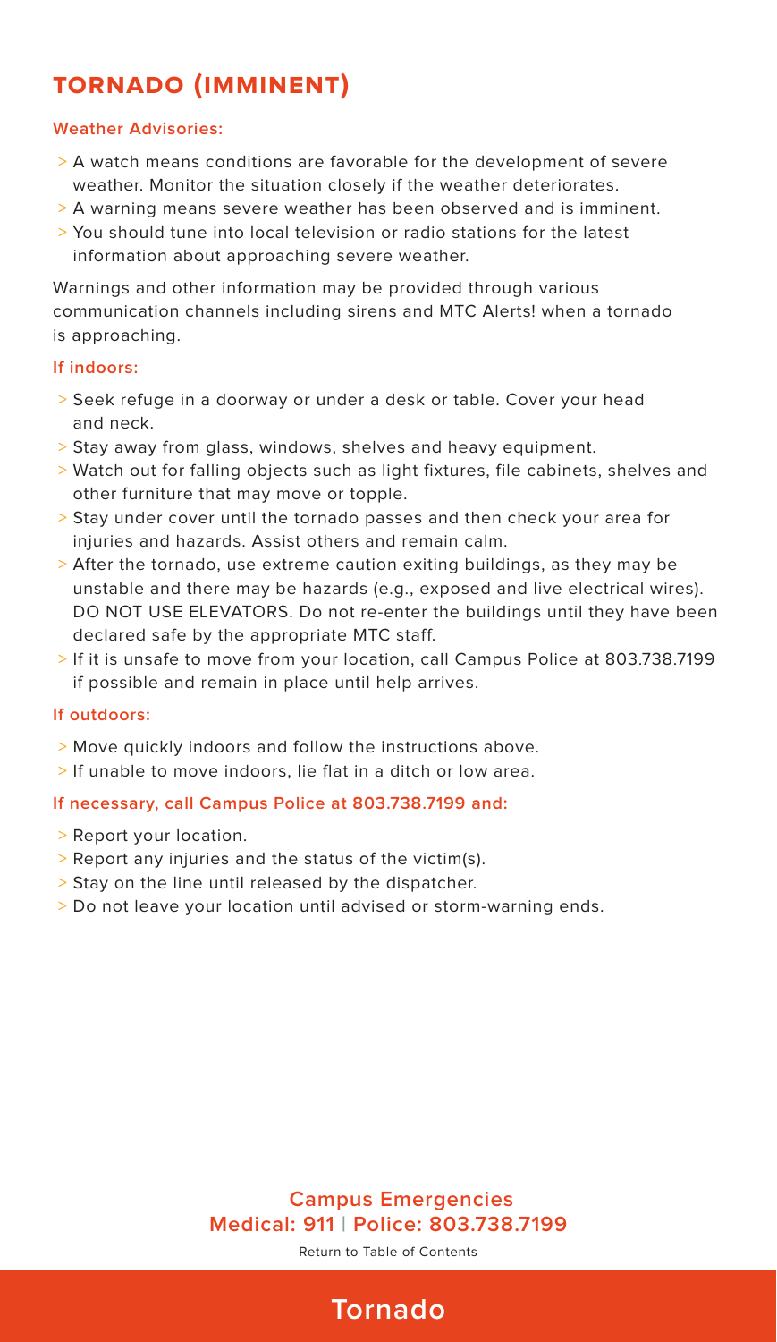# TORNADO (IMMINENT)

**Weather Advisories:**

- A watch means conditions are favorable for the development of severe weather. Monitor the situation closely if the weather deteriorates.
- A warning means severe weather has been observed and is imminent.
- You should tune into local television or radio stations for the latest information about approaching severe weather.

Warnings and other information may be provided through various communication channels including sirens and MTC Alerts! when a tornado is approaching.

**If indoors:**

- Seek refuge in a doorway or under a desk or table. Cover your head and neck.
- Stay away from glass, windows, shelves and heavy equipment.
- Watch out for falling objects such as light fixtures, file cabinets, shelves and other furniture that may move or topple.
- Stay under cover until the tornado passes and then check your area for injuries and hazards. Assist others and remain calm.
- After the tornado, use extreme caution exiting buildings, as they may be unstable and there may be hazards (e.g., exposed and live electrical wires). DO NOT USE ELEVATORS. Do not re-enter the buildings until they have been declared safe by the appropriate MTC staff.
- If it is unsafe to move from your location, call Campus Police at 803.738.7199 if possible and remain in place until help arrives.

**If outdoors:**

- Move quickly indoors and follow the instructions above.
- If unable to move indoors, lie flat in a ditch or low area.

**If necessary, call Campus Police at 803.738.7199 and:**

- Report your location.
- Report any injuries and the status of the victim(s).
- Stay on the line until released by the dispatcher.
- Do not leave your location until advised or storm-warning ends.

**Campus Emergencies**
**Medical: 911 | Police: 803.738.7199**

Return to Table of Contents

Tornado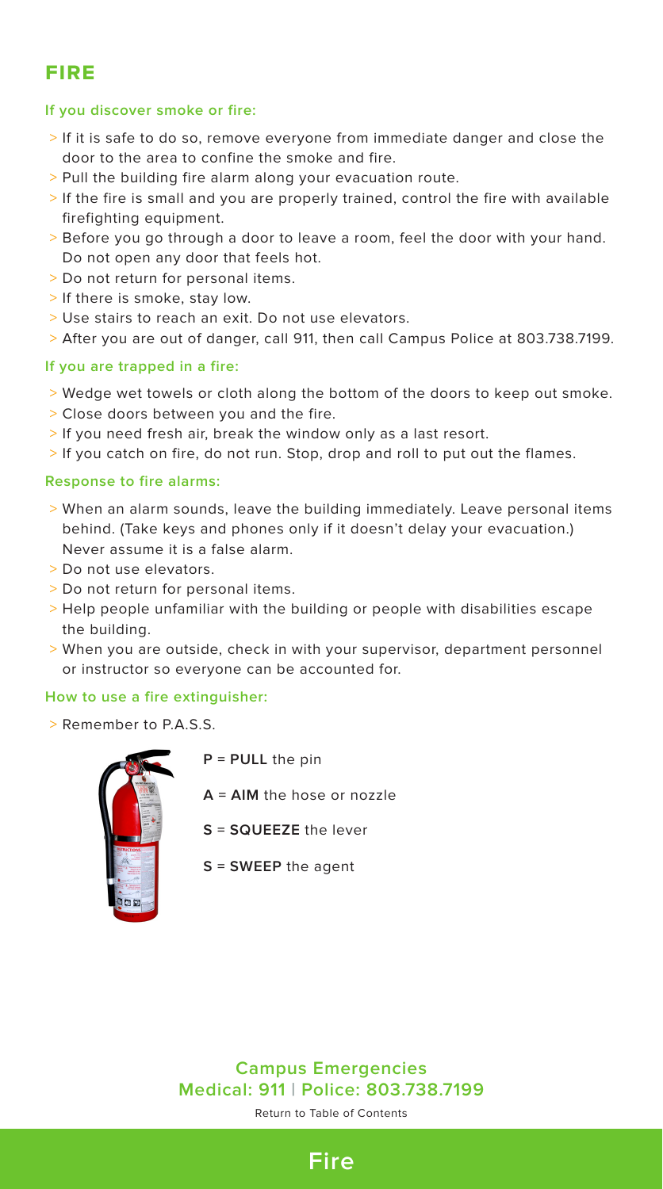# FIRE

### If you discover smoke or fire:

- If it is safe to do so, remove everyone from immediate danger and close the door to the area to confine the smoke and fire.
- Pull the building fire alarm along your evacuation route.
- If the fire is small and you are properly trained, control the fire with available firefighting equipment.
- Before you go through a door to leave a room, feel the door with your hand. Do not open any door that feels hot.
- Do not return for personal items.
- If there is smoke, stay low.
- Use stairs to reach an exit. Do not use elevators.
- After you are out of danger, call 911, then call Campus Police at 803.738.7199.

### If you are trapped in a fire:

- Wedge wet towels or cloth along the bottom of the doors to keep out smoke.
- Close doors between you and the fire.
- If you need fresh air, break the window only as a last resort.
- If you catch on fire, do not run. Stop, drop and roll to put out the flames.

### Response to fire alarms:

- When an alarm sounds, leave the building immediately. Leave personal items behind. (Take keys and phones only if it doesn't delay your evacuation.) Never assume it is a false alarm.
- Do not use elevators.
- Do not return for personal items.
- Help people unfamiliar with the building or people with disabilities escape the building.
- When you are outside, check in with your supervisor, department personnel or instructor so everyone can be accounted for.

### How to use a fire extinguisher:

- Remember to P.A.S.S.

**P** = **PULL** the pin

**A** = **AIM** the hose or nozzle

**S** = **SQUEEZE** the lever

**S** = **SWEEP** the agent

**Campus Emergencies**
**Medical: 911 | Police: 803.738.7199**

Return to Table of Contents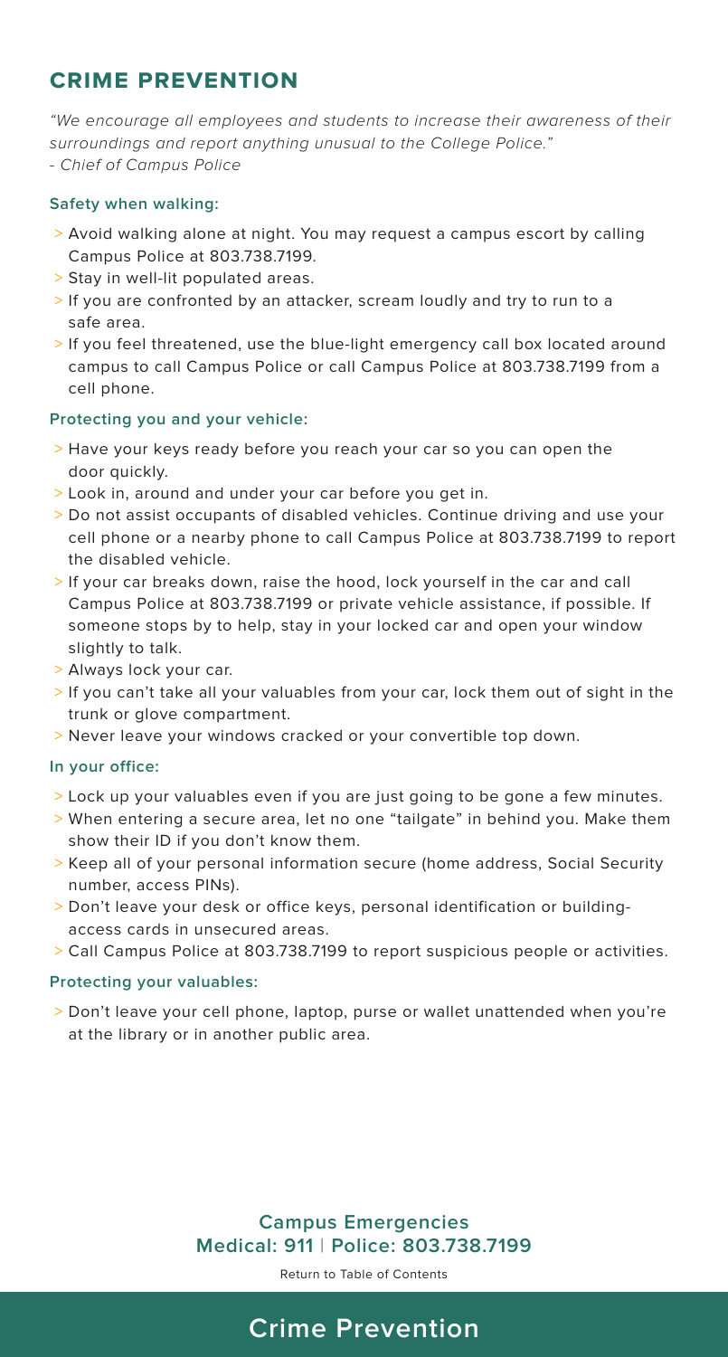# CRIME PREVENTION

*"We encourage all employees and students to increase their awareness of their surroundings and report anything unusual to the College Police."*
*- Chief of Campus Police*

### Safety when walking:

- Avoid walking alone at night. You may request a campus escort by calling Campus Police at 803.738.7199.
- Stay in well-lit populated areas.
- If you are confronted by an attacker, scream loudly and try to run to a safe area.
- If you feel threatened, use the blue-light emergency call box located around campus to call Campus Police or call Campus Police at 803.738.7199 from a cell phone.

### Protecting you and your vehicle:

- Have your keys ready before you reach your car so you can open the door quickly.
- Look in, around and under your car before you get in.
- Do not assist occupants of disabled vehicles. Continue driving and use your cell phone or a nearby phone to call Campus Police at 803.738.7199 to report the disabled vehicle.
- If your car breaks down, raise the hood, lock yourself in the car and call Campus Police at 803.738.7199 or private vehicle assistance, if possible. If someone stops by to help, stay in your locked car and open your window slightly to talk.
- Always lock your car.
- If you can't take all your valuables from your car, lock them out of sight in the trunk or glove compartment.
- Never leave your windows cracked or your convertible top down.

### In your office:

- Lock up your valuables even if you are just going to be gone a few minutes.
- When entering a secure area, let no one "tailgate" in behind you. Make them show their ID if you don't know them.
- Keep all of your personal information secure (home address, Social Security number, access PINs).
- Don't leave your desk or office keys, personal identification or building-access cards in unsecured areas.
- Call Campus Police at 803.738.7199 to report suspicious people or activities.

### Protecting your valuables:

- Don't leave your cell phone, laptop, purse or wallet unattended when you're at the library or in another public area.

**Campus Emergencies**
**Medical: 911 | Police: 803.738.7199**

Return to Table of Contents

## Crime Prevention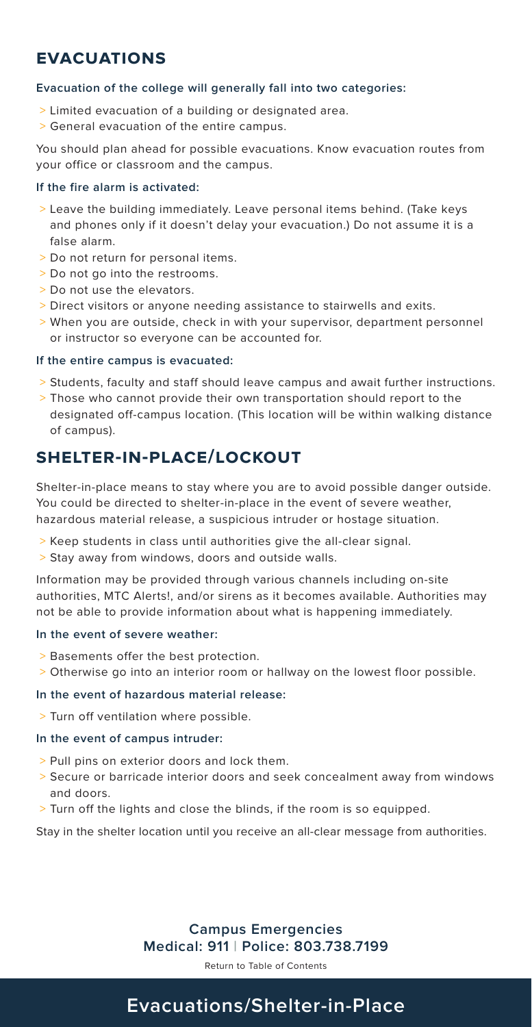## EVACUATIONS

**Evacuation of the college will generally fall into two categories:**

- Limited evacuation of a building or designated area.
- General evacuation of the entire campus.

You should plan ahead for possible evacuations. Know evacuation routes from your office or classroom and the campus.

**If the fire alarm is activated:**

- Leave the building immediately. Leave personal items behind. (Take keys and phones only if it doesn't delay your evacuation.) Do not assume it is a false alarm.
- Do not return for personal items.
- Do not go into the restrooms.
- Do not use the elevators.
- Direct visitors or anyone needing assistance to stairwells and exits.
- When you are outside, check in with your supervisor, department personnel or instructor so everyone can be accounted for.

**If the entire campus is evacuated:**

- Students, faculty and staff should leave campus and await further instructions.
- Those who cannot provide their own transportation should report to the designated off-campus location. (This location will be within walking distance of campus).

## SHELTER-IN-PLACE/LOCKOUT

Shelter-in-place means to stay where you are to avoid possible danger outside. You could be directed to shelter-in-place in the event of severe weather, hazardous material release, a suspicious intruder or hostage situation.

- Keep students in class until authorities give the all-clear signal.
- Stay away from windows, doors and outside walls.

Information may be provided through various channels including on-site authorities, MTC Alerts!, and/or sirens as it becomes available. Authorities may not be able to provide information about what is happening immediately.

**In the event of severe weather:**

- Basements offer the best protection.
- Otherwise go into an interior room or hallway on the lowest floor possible.

**In the event of hazardous material release:**

- Turn off ventilation where possible.

**In the event of campus intruder:**

- Pull pins on exterior doors and lock them.
- Secure or barricade interior doors and seek concealment away from windows and doors.
- Turn off the lights and close the blinds, if the room is so equipped.

Stay in the shelter location until you receive an all-clear message from authorities.

**Campus Emergencies**
**Medical: 911 | Police: 803.738.7199**

Return to Table of Contents

## Evacuations/Shelter-in-Place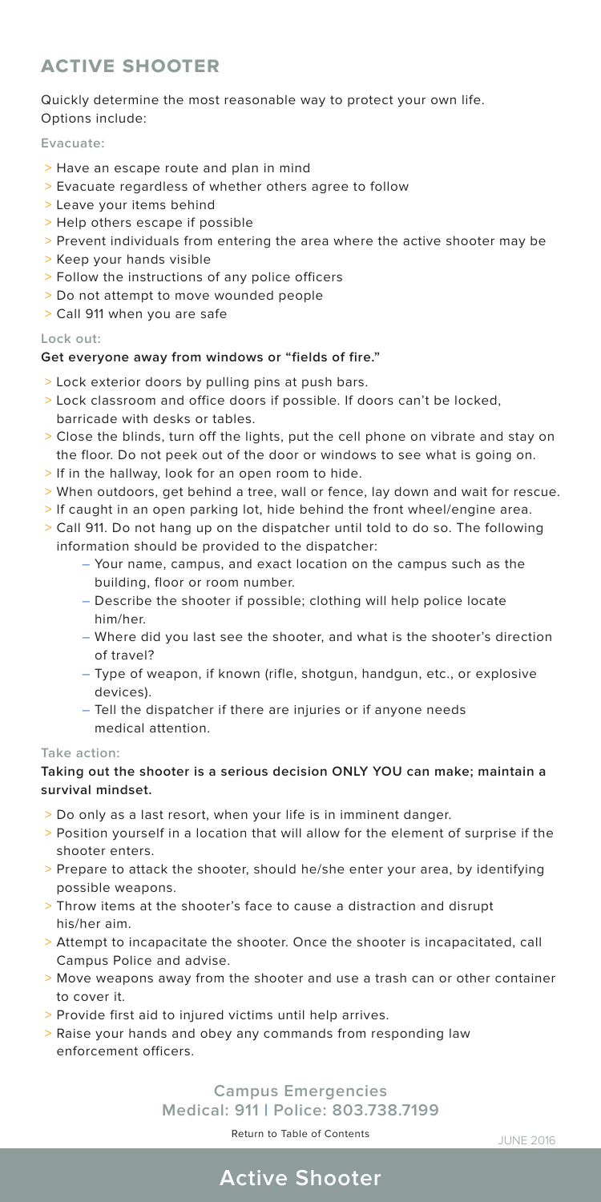# ACTIVE SHOOTER

Quickly determine the most reasonable way to protect your own life.
Options include:

**Evacuate:**

- Have an escape route and plan in mind
- Evacuate regardless of whether others agree to follow
- Leave your items behind
- Help others escape if possible
- Prevent individuals from entering the area where the active shooter may be
- Keep your hands visible
- Follow the instructions of any police officers
- Do not attempt to move wounded people
- Call 911 when you are safe

**Lock out:**

**Get everyone away from windows or "fields of fire."**

- Lock exterior doors by pulling pins at push bars.
- Lock classroom and office doors if possible. If doors can't be locked, barricade with desks or tables.
- Close the blinds, turn off the lights, put the cell phone on vibrate and stay on the floor. Do not peek out of the door or windows to see what is going on.
- If in the hallway, look for an open room to hide.
- When outdoors, get behind a tree, wall or fence, lay down and wait for rescue.
- If caught in an open parking lot, hide behind the front wheel/engine area.
- Call 911. Do not hang up on the dispatcher until told to do so. The following information should be provided to the dispatcher:
  - Your name, campus, and exact location on the campus such as the building, floor or room number.
  - Describe the shooter if possible; clothing will help police locate him/her.
  - Where did you last see the shooter, and what is the shooter's direction of travel?
  - Type of weapon, if known (rifle, shotgun, handgun, etc., or explosive devices).
  - Tell the dispatcher if there are injuries or if anyone needs medical attention.

**Take action:**

**Taking out the shooter is a serious decision ONLY YOU can make; maintain a survival mindset.**

- Do only as a last resort, when your life is in imminent danger.
- Position yourself in a location that will allow for the element of surprise if the shooter enters.
- Prepare to attack the shooter, should he/she enter your area, by identifying possible weapons.
- Throw items at the shooter's face to cause a distraction and disrupt his/her aim.
- Attempt to incapacitate the shooter. Once the shooter is incapacitated, call Campus Police and advise.
- Move weapons away from the shooter and use a trash can or other container to cover it.
- Provide first aid to injured victims until help arrives.
- Raise your hands and obey any commands from responding law enforcement officers.

**Campus Emergencies**
**Medical: 911 | Police: 803.738.7199**

Return to Table of Contents

JUNE 2016